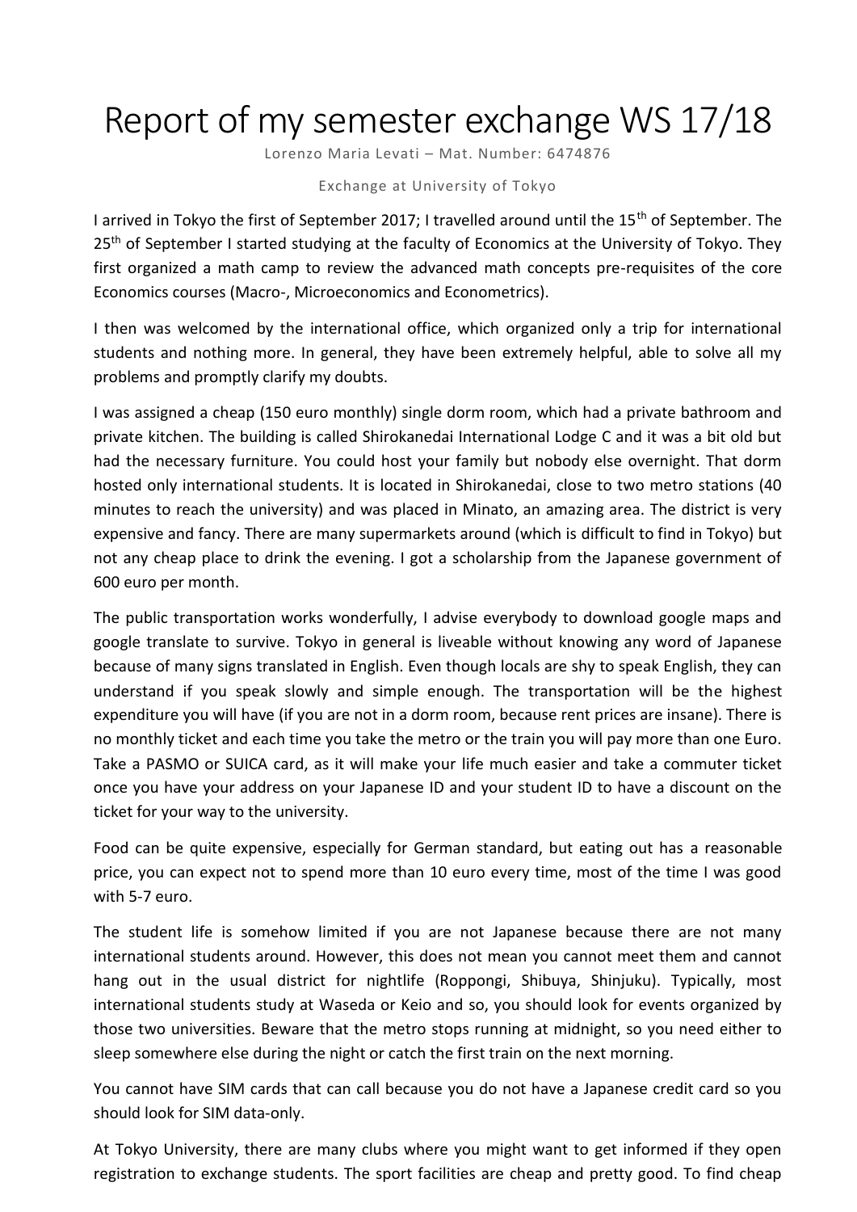# Report of my semester exchange WS 17/18

Lorenzo Maria Levati – Mat. Number: 6474876

Exchange at University of Tokyo

I arrived in Tokyo the first of September 2017; I travelled around until the 15th of September. The 25th of September I started studying at the faculty of Economics at the University of Tokyo. They first organized a math camp to review the advanced math concepts pre-requisites of the core Economics courses (Macro-, Microeconomics and Econometrics).

I then was welcomed by the international office, which organized only a trip for international students and nothing more. In general, they have been extremely helpful, able to solve all my problems and promptly clarify my doubts.

I was assigned a cheap (150 euro monthly) single dorm room, which had a private bathroom and private kitchen. The building is called Shirokanedai International Lodge C and it was a bit old but had the necessary furniture. You could host your family but nobody else overnight. That dorm hosted only international students. It is located in Shirokanedai, close to two metro stations (40 minutes to reach the university) and was placed in Minato, an amazing area. The district is very expensive and fancy. There are many supermarkets around (which is difficult to find in Tokyo) but not any cheap place to drink the evening. I got a scholarship from the Japanese government of 600 euro per month.

The public transportation works wonderfully, I advise everybody to download google maps and google translate to survive. Tokyo in general is liveable without knowing any word of Japanese because of many signs translated in English. Even though locals are shy to speak English, they can understand if you speak slowly and simple enough. The transportation will be the highest expenditure you will have (if you are not in a dorm room, because rent prices are insane). There is no monthly ticket and each time you take the metro or the train you will pay more than one Euro. Take a PASMO or SUICA card, as it will make your life much easier and take a commuter ticket once you have your address on your Japanese ID and your student ID to have a discount on the ticket for your way to the university.

Food can be quite expensive, especially for German standard, but eating out has a reasonable price, you can expect not to spend more than 10 euro every time, most of the time I was good with 5-7 euro.

The student life is somehow limited if you are not Japanese because there are not many international students around. However, this does not mean you cannot meet them and cannot hang out in the usual district for nightlife (Roppongi, Shibuya, Shinjuku). Typically, most international students study at Waseda or Keio and so, you should look for events organized by those two universities. Beware that the metro stops running at midnight, so you need either to sleep somewhere else during the night or catch the first train on the next morning.

You cannot have SIM cards that can call because you do not have a Japanese credit card so you should look for SIM data-only.

At Tokyo University, there are many clubs where you might want to get informed if they open registration to exchange students. The sport facilities are cheap and pretty good. To find cheap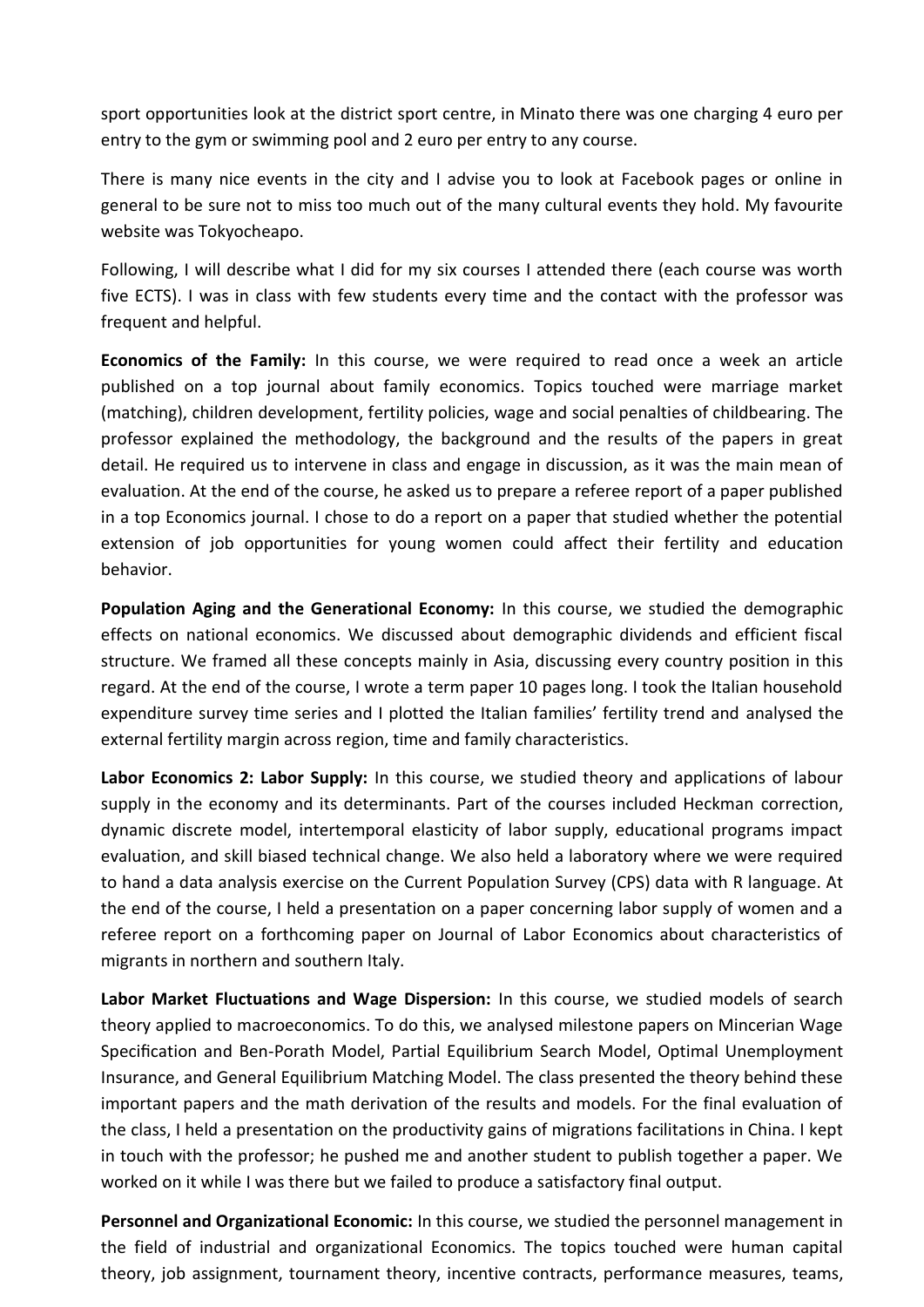sport opportunities look at the district sport centre, in Minato there was one charging 4 euro per entry to the gym or swimming pool and 2 euro per entry to any course.

There is many nice events in the city and I advise you to look at Facebook pages or online in general to be sure not to miss too much out of the many cultural events they hold. My favourite website was Tokyocheapo.

Following, I will describe what I did for my six courses I attended there (each course was worth five ECTS). I was in class with few students every time and the contact with the professor was frequent and helpful.

**Economics of the Family:** In this course, we were required to read once a week an article published on a top journal about family economics. Topics touched were marriage market (matching), children development, fertility policies, wage and social penalties of childbearing. The professor explained the methodology, the background and the results of the papers in great detail. He required us to intervene in class and engage in discussion, as it was the main mean of evaluation. At the end of the course, he asked us to prepare a referee report of a paper published in a top Economics journal. I chose to do a report on a paper that studied whether the potential extension of job opportunities for young women could affect their fertility and education behavior.

**Population Aging and the Generational Economy:** In this course, we studied the demographic effects on national economics. We discussed about demographic dividends and efficient fiscal structure. We framed all these concepts mainly in Asia, discussing every country position in this regard. At the end of the course, I wrote a term paper 10 pages long. I took the Italian household expenditure survey time series and I plotted the Italian families' fertility trend and analysed the external fertility margin across region, time and family characteristics.

**Labor Economics 2: Labor Supply:** In this course, we studied theory and applications of labour supply in the economy and its determinants. Part of the courses included Heckman correction, dynamic discrete model, intertemporal elasticity of labor supply, educational programs impact evaluation, and skill biased technical change. We also held a laboratory where we were required to hand a data analysis exercise on the Current Population Survey (CPS) data with R language. At the end of the course, I held a presentation on a paper concerning labor supply of women and a referee report on a forthcoming paper on Journal of Labor Economics about characteristics of migrants in northern and southern Italy.

**Labor Market Fluctuations and Wage Dispersion:** In this course, we studied models of search theory applied to macroeconomics. To do this, we analysed milestone papers on Mincerian Wage Specification and Ben-Porath Model, Partial Equilibrium Search Model, Optimal Unemployment Insurance, and General Equilibrium Matching Model. The class presented the theory behind these important papers and the math derivation of the results and models. For the final evaluation of the class, I held a presentation on the productivity gains of migrations facilitations in China. I kept in touch with the professor; he pushed me and another student to publish together a paper. We worked on it while I was there but we failed to produce a satisfactory final output.

**Personnel and Organizational Economic:** In this course, we studied the personnel management in the field of industrial and organizational Economics. The topics touched were human capital theory, job assignment, tournament theory, incentive contracts, performance measures, teams,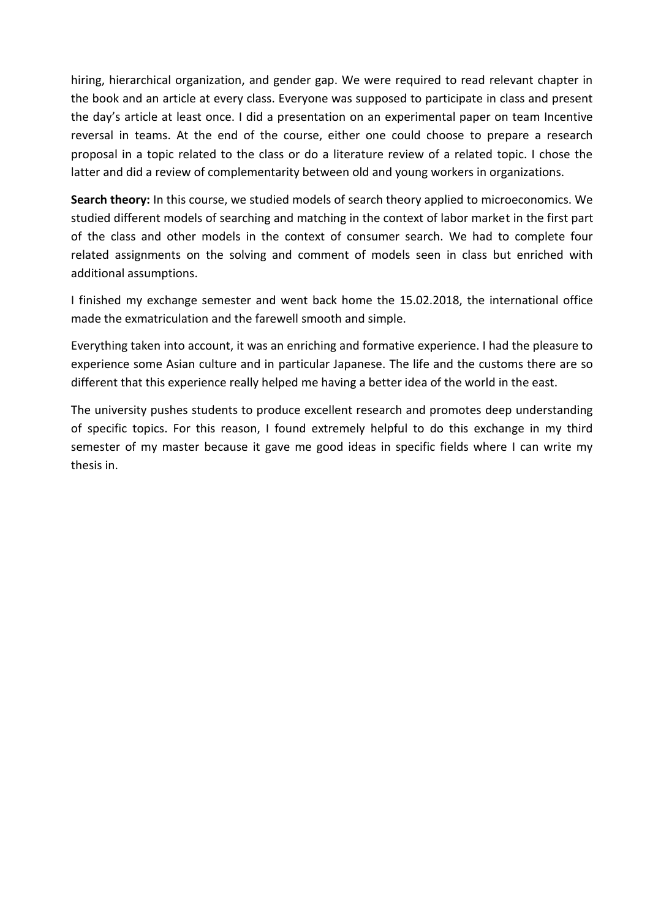hiring, hierarchical organization, and gender gap. We were required to read relevant chapter in the book and an article at every class. Everyone was supposed to participate in class and present the day's article at least once. I did a presentation on an experimental paper on team Incentive reversal in teams. At the end of the course, either one could choose to prepare a research proposal in a topic related to the class or do a literature review of a related topic. I chose the latter and did a review of complementarity between old and young workers in organizations.

**Search theory:** In this course, we studied models of search theory applied to microeconomics. We studied different models of searching and matching in the context of labor market in the first part of the class and other models in the context of consumer search. We had to complete four related assignments on the solving and comment of models seen in class but enriched with additional assumptions.

I finished my exchange semester and went back home the 15.02.2018, the international office made the exmatriculation and the farewell smooth and simple.

Everything taken into account, it was an enriching and formative experience. I had the pleasure to experience some Asian culture and in particular Japanese. The life and the customs there are so different that this experience really helped me having a better idea of the world in the east.

The university pushes students to produce excellent research and promotes deep understanding of specific topics. For this reason, I found extremely helpful to do this exchange in my third semester of my master because it gave me good ideas in specific fields where I can write my thesis in.